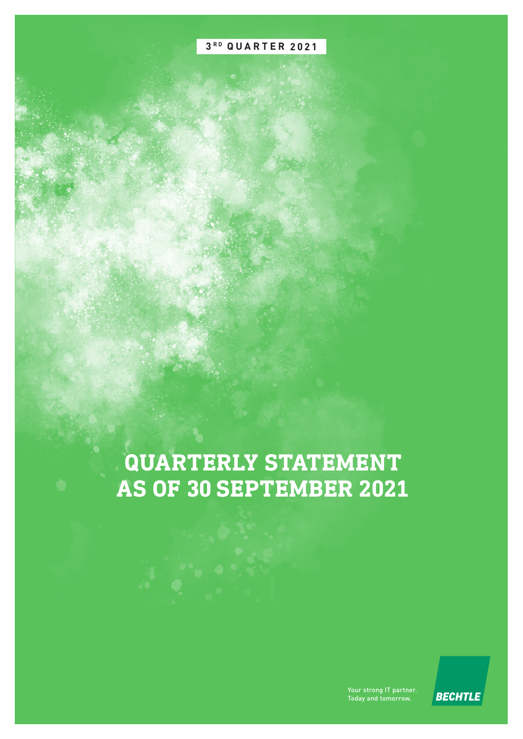3[RD] QUARTER 2021

# QUARTERLY STATEMENT AS OF 30 SEPTEMBER 2021

Your strong IT partner.
Today and tomorrow.

BECHTLE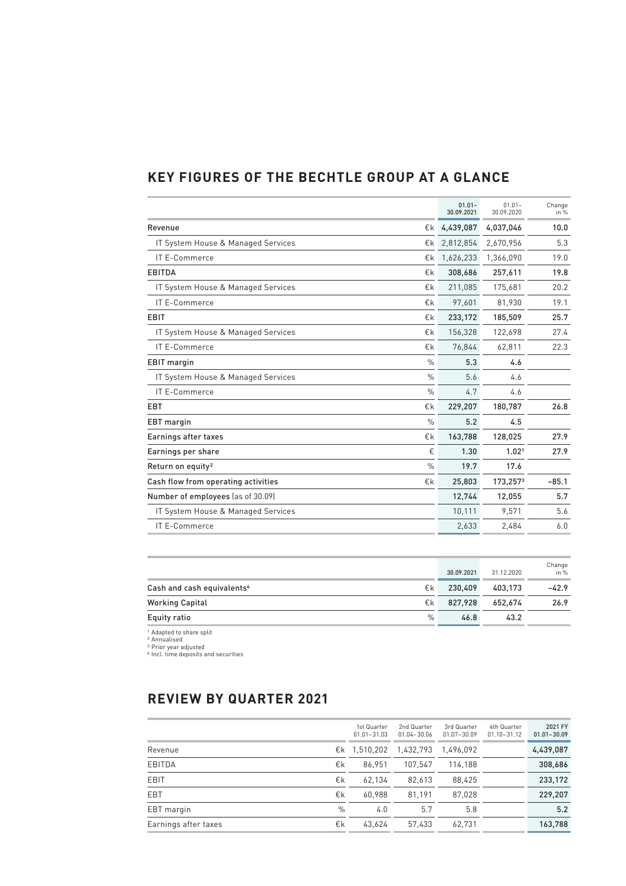## KEY FIGURES OF THE BECHTLE GROUP AT A GLANCE

| | | 01.01–30.09.2021 | 01.01–30.09.2020 | Change in % |
|---|---|---|---|---|
| **Revenue** | €k | **4,439,087** | **4,037,046** | **10.0** |
| IT System House & Managed Services | €k | 2,812,854 | 2,670,956 | 5.3 |
| IT E-Commerce | €k | 1,626,233 | 1,366,090 | 19.0 |
| **EBITDA** | €k | **308,686** | **257,611** | **19.8** |
| IT System House & Managed Services | €k | 211,085 | 175,681 | 20.2 |
| IT E-Commerce | €k | 97,601 | 81,930 | 19.1 |
| **EBIT** | €k | **233,172** | **185,509** | **25.7** |
| IT System House & Managed Services | €k | 156,328 | 122,698 | 27.4 |
| IT E-Commerce | €k | 76,844 | 62,811 | 22.3 |
| **EBIT margin** | % | **5.3** | **4.6** | |
| IT System House & Managed Services | % | 5.6 | 4.6 | |
| IT E-Commerce | % | 4.7 | 4.6 | |
| **EBT** | €k | **229,207** | **180,787** | **26.8** |
| **EBT margin** | % | **5.2** | **4.5** | |
| **Earnings after taxes** | €k | **163,788** | **128,025** | **27.9** |
| **Earnings per share** | € | **1.30** | **1.02**[1] | **27.9** |
| **Return on equity**[2] | % | **19.7** | **17.6** | |
| **Cash flow from operating activities** | €k | **25,803** | **173,257**[3] | **−85.1** |
| **Number of employees** (as of 30.09) | | **12,744** | **12,055** | **5.7** |
| IT System House & Managed Services | | 10,111 | 9,571 | 5.6 |
| IT E-Commerce | | 2,633 | 2,484 | 6.0 |

| | | 30.09.2021 | 31.12.2020 | Change in % |
|---|---|---|---|---|
| **Cash and cash equivalents**[4] | €k | **230,409** | **403,173** | **−42.9** |
| **Working Capital** | €k | **827,928** | **652,674** | **26.9** |
| **Equity ratio** | % | **46.8** | **43.2** | |

[1] Adapted to share split
[2] Annualised
[3] Prior year adjusted
[4] Incl. time deposits and securities

## REVIEW BY QUARTER 2021

| | | 1st Quarter 01.01–31.03 | 2nd Quarter 01.04–30.06 | 3rd Quarter 01.07–30.09 | 4th Quarter 01.10–31.12 | 2021 FY 01.01–30.09 |
|---|---|---|---|---|---|---|
| Revenue | €k | 1,510,202 | 1,432,793 | 1,496,092 | | **4,439,087** |
| EBITDA | €k | 86,951 | 107,547 | 114,188 | | **308,686** |
| EBIT | €k | 62,134 | 82,613 | 88,425 | | **233,172** |
| EBT | €k | 60,988 | 81,191 | 87,028 | | **229,207** |
| EBT margin | % | 4.0 | 5.7 | 5.8 | | **5.2** |
| Earnings after taxes | €k | 43,624 | 57,433 | 62,731 | | **163,788** |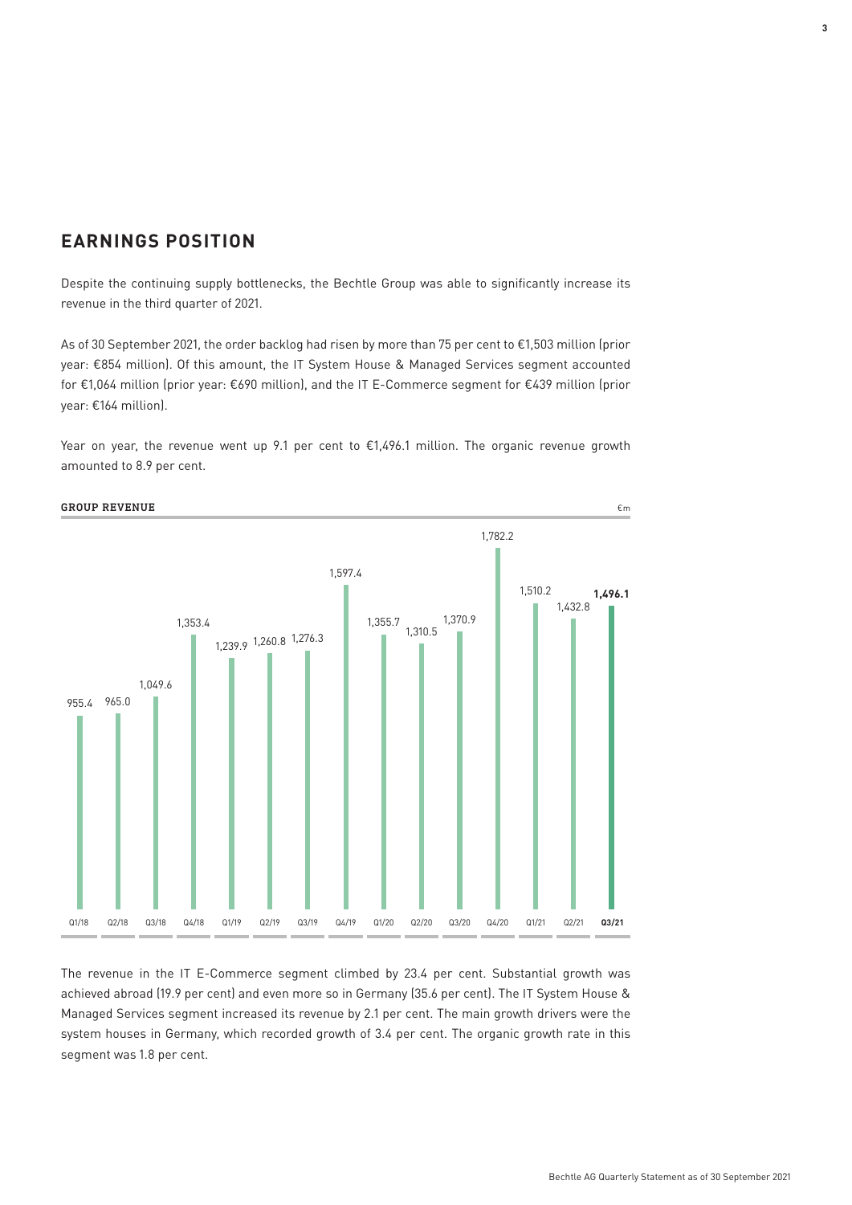## EARNINGS POSITION

Despite the continuing supply bottlenecks, the Bechtle Group was able to significantly increase its revenue in the third quarter of 2021.

As of 30 September 2021, the order backlog had risen by more than 75 per cent to €1,503 million (prior year: €854 million). Of this amount, the IT System House & Managed Services segment accounted for €1,064 million (prior year: €690 million), and the IT E-Commerce segment for €439 million (prior year: €164 million).

Year on year, the revenue went up 9.1 per cent to €1,496.1 million. The organic revenue growth amounted to 8.9 per cent.

**GROUP REVENUE** €m

| Q1/18 | Q2/18 | Q3/18 | Q4/18 | Q1/19 | Q2/19 | Q3/19 | Q4/19 | Q1/20 | Q2/20 | Q3/20 | Q4/20 | Q1/21 | Q2/21 | **Q3/21** |
|---|---|---|---|---|---|---|---|---|---|---|---|---|---|---|
| 955.4 | 965.0 | 1,049.6 | 1,353.4 | 1,239.9 | 1,260.8 | 1,276.3 | 1,597.4 | 1,355.7 | 1,310.5 | 1,370.9 | 1,782.2 | 1,510.2 | 1,432.8 | **1,496.1** |

The revenue in the IT E-Commerce segment climbed by 23.4 per cent. Substantial growth was achieved abroad (19.9 per cent) and even more so in Germany (35.6 per cent). The IT System House & Managed Services segment increased its revenue by 2.1 per cent. The main growth drivers were the system houses in Germany, which recorded growth of 3.4 per cent. The organic growth rate in this segment was 1.8 per cent.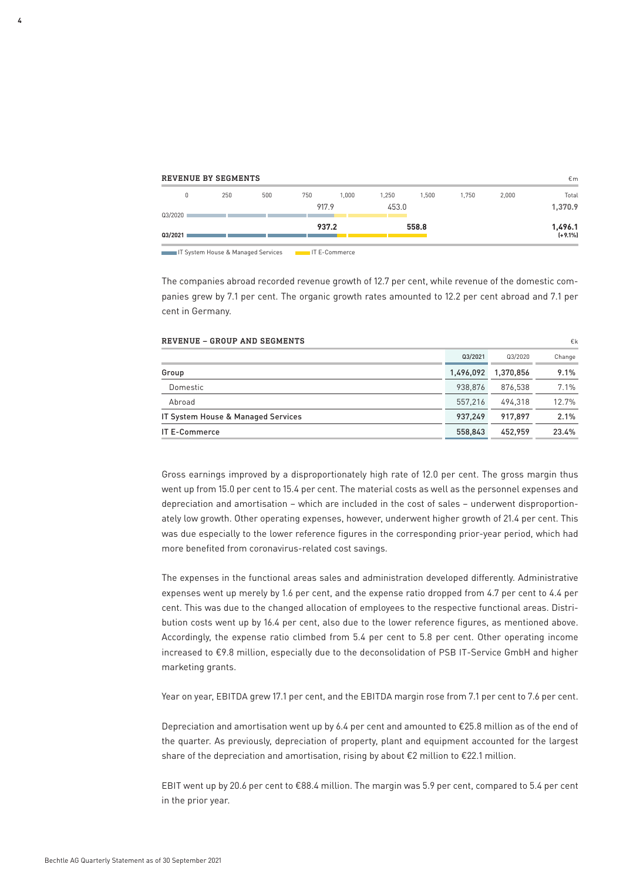**REVENUE BY SEGMENTS**

€m

| | IT System House & Managed Services | IT E-Commerce | Total |
|---|---|---|---|
| Q3/2020 | 917.9 | 453.0 | 1,370.9 |
| **Q3/2021** | **937.2** | **558.8** | **1,496.1 (+9.1%)** |

The companies abroad recorded revenue growth of 12.7 per cent, while revenue of the domestic companies grew by 7.1 per cent. The organic growth rates amounted to 12.2 per cent abroad and 7.1 per cent in Germany.

**REVENUE – GROUP AND SEGMENTS**

€k

| | Q3/2021 | Q3/2020 | Change |
|---|---|---|---|
| Group | 1,496,092 | 1,370,856 | 9.1% |
| Domestic | 938,876 | 876,538 | 7.1% |
| Abroad | 557,216 | 494,318 | 12.7% |
| IT System House & Managed Services | 937,249 | 917,897 | 2.1% |
| IT E-Commerce | 558,843 | 452,959 | 23.4% |

Gross earnings improved by a disproportionately high rate of 12.0 per cent. The gross margin thus went up from 15.0 per cent to 15.4 per cent. The material costs as well as the personnel expenses and depreciation and amortisation – which are included in the cost of sales – underwent disproportionately low growth. Other operating expenses, however, underwent higher growth of 21.4 per cent. This was due especially to the lower reference figures in the corresponding prior-year period, which had more benefited from coronavirus-related cost savings.

The expenses in the functional areas sales and administration developed differently. Administrative expenses went up merely by 1.6 per cent, and the expense ratio dropped from 4.7 per cent to 4.4 per cent. This was due to the changed allocation of employees to the respective functional areas. Distribution costs went up by 16.4 per cent, also due to the lower reference figures, as mentioned above. Accordingly, the expense ratio climbed from 5.4 per cent to 5.8 per cent. Other operating income increased to €9.8 million, especially due to the deconsolidation of PSB IT-Service GmbH and higher marketing grants.

Year on year, EBITDA grew 17.1 per cent, and the EBITDA margin rose from 7.1 per cent to 7.6 per cent.

Depreciation and amortisation went up by 6.4 per cent and amounted to €25.8 million as of the end of the quarter. As previously, depreciation of property, plant and equipment accounted for the largest share of the depreciation and amortisation, rising by about €2 million to €22.1 million.

EBIT went up by 20.6 per cent to €88.4 million. The margin was 5.9 per cent, compared to 5.4 per cent in the prior year.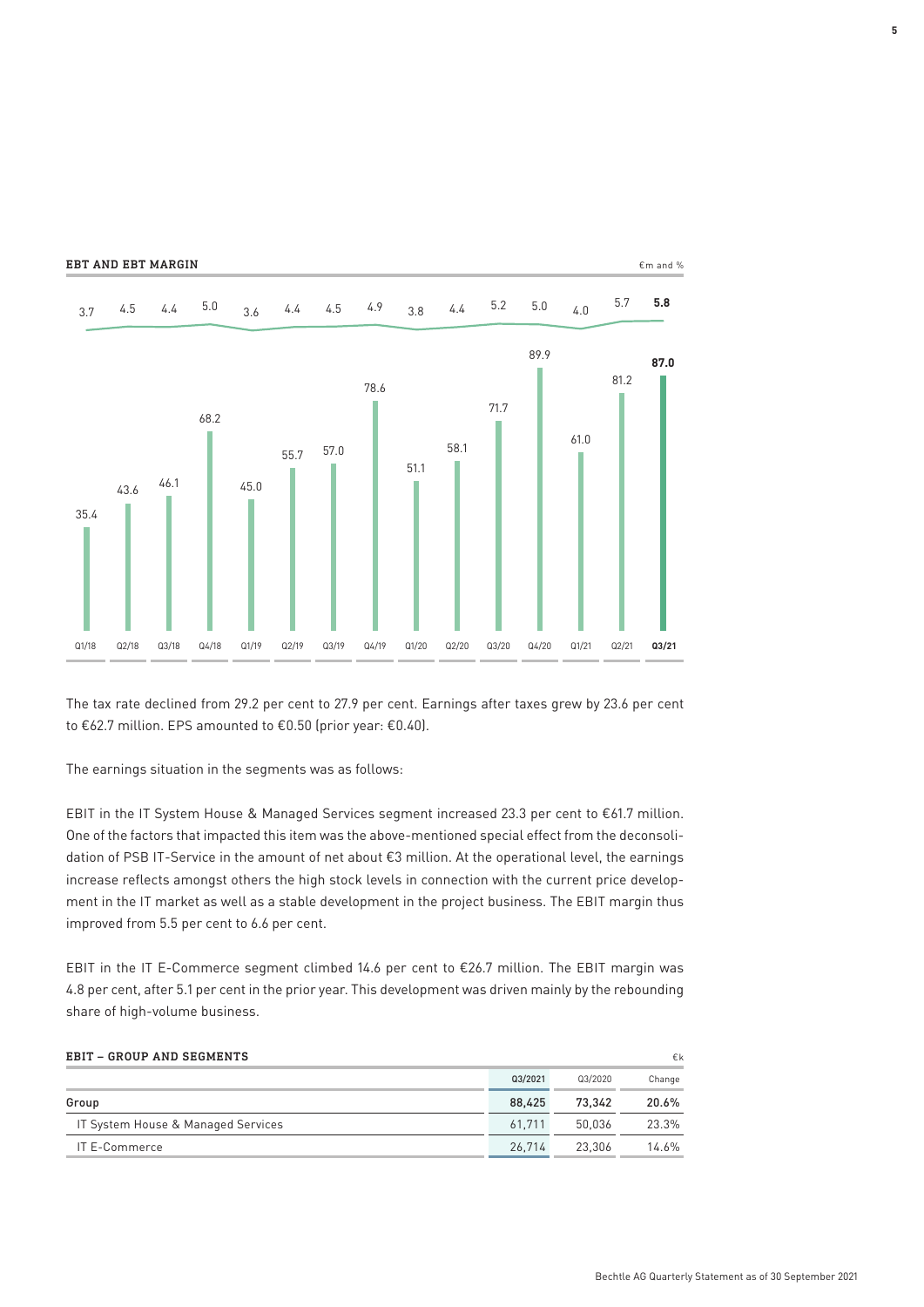**EBT AND EBT MARGIN** €m and %

| | Q1/18 | Q2/18 | Q3/18 | Q4/18 | Q1/19 | Q2/19 | Q3/19 | Q4/19 | Q1/20 | Q2/20 | Q3/20 | Q4/20 | Q1/21 | Q2/21 | **Q3/21** |
|---|---|---|---|---|---|---|---|---|---|---|---|---|---|---|---|
| EBT (€m) | 35.4 | 43.6 | 46.1 | 68.2 | 45.0 | 55.7 | 57.0 | 78.6 | 51.1 | 58.1 | 71.7 | 89.9 | 61.0 | 81.2 | **87.0** |
| EBT margin (%) | 3.7 | 4.5 | 4.4 | 5.0 | 3.6 | 4.4 | 4.5 | 4.9 | 3.8 | 4.4 | 5.2 | 5.0 | 4.0 | 5.7 | **5.8** |

The tax rate declined from 29.2 per cent to 27.9 per cent. Earnings after taxes grew by 23.6 per cent to €62.7 million. EPS amounted to €0.50 (prior year: €0.40).

The earnings situation in the segments was as follows:

EBIT in the IT System House & Managed Services segment increased 23.3 per cent to €61.7 million. One of the factors that impacted this item was the above-mentioned special effect from the deconsolidation of PSB IT-Service in the amount of net about €3 million. At the operational level, the earnings increase reflects amongst others the high stock levels in connection with the current price development in the IT market as well as a stable development in the project business. The EBIT margin thus improved from 5.5 per cent to 6.6 per cent.

EBIT in the IT E-Commerce segment climbed 14.6 per cent to €26.7 million. The EBIT margin was 4.8 per cent, after 5.1 per cent in the prior year. This development was driven mainly by the rebounding share of high-volume business.

**EBIT – GROUP AND SEGMENTS** €k

| | Q3/2021 | Q3/2020 | Change |
|---|---|---|---|
| **Group** | **88,425** | **73,342** | **20.6%** |
| IT System House & Managed Services | 61,711 | 50,036 | 23.3% |
| IT E-Commerce | 26,714 | 23,306 | 14.6% |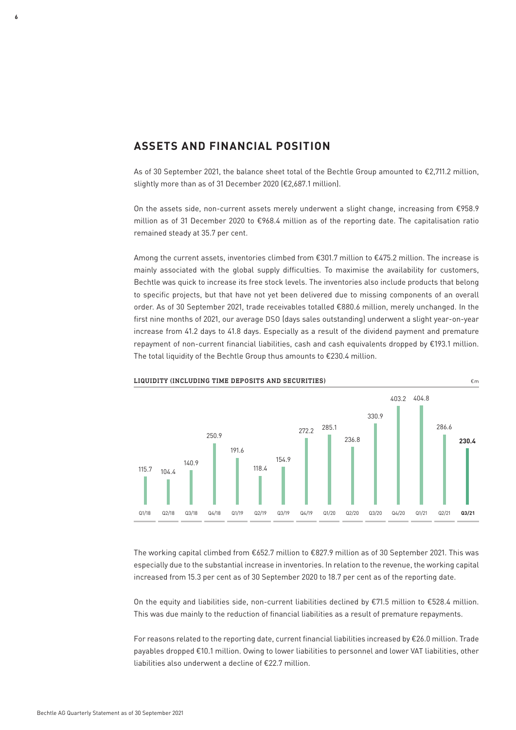## ASSETS AND FINANCIAL POSITION

As of 30 September 2021, the balance sheet total of the Bechtle Group amounted to €2,711.2 million, slightly more than as of 31 December 2020 (€2,687.1 million).

On the assets side, non-current assets merely underwent a slight change, increasing from €958.9 million as of 31 December 2020 to €968.4 million as of the reporting date. The capitalisation ratio remained steady at 35.7 per cent.

Among the current assets, inventories climbed from €301.7 million to €475.2 million. The increase is mainly associated with the global supply difficulties. To maximise the availability for customers, Bechtle was quick to increase its free stock levels. The inventories also include products that belong to specific projects, but that have not yet been delivered due to missing components of an overall order. As of 30 September 2021, trade receivables totalled €880.6 million, merely unchanged. In the first nine months of 2021, our average DSO (days sales outstanding) underwent a slight year-on-year increase from 41.2 days to 41.8 days. Especially as a result of the dividend payment and premature repayment of non-current financial liabilities, cash and cash equivalents dropped by €193.1 million. The total liquidity of the Bechtle Group thus amounts to €230.4 million.

**LIQUIDITY (INCLUDING TIME DEPOSITS AND SECURITIES)** €m

| Q1/18 | Q2/18 | Q3/18 | Q4/18 | Q1/19 | Q2/19 | Q3/19 | Q4/19 | Q1/20 | Q2/20 | Q3/20 | Q4/20 | Q1/21 | Q2/21 | **Q3/21** |
|---|---|---|---|---|---|---|---|---|---|---|---|---|---|---|
| 115.7 | 104.4 | 140.9 | 250.9 | 191.6 | 118.4 | 154.9 | 272.2 | 285.1 | 236.8 | 330.9 | 403.2 | 404.8 | 286.6 | **230.4** |

The working capital climbed from €652.7 million to €827.9 million as of 30 September 2021. This was especially due to the substantial increase in inventories. In relation to the revenue, the working capital increased from 15.3 per cent as of 30 September 2020 to 18.7 per cent as of the reporting date.

On the equity and liabilities side, non-current liabilities declined by €71.5 million to €528.4 million. This was due mainly to the reduction of financial liabilities as a result of premature repayments.

For reasons related to the reporting date, current financial liabilities increased by €26.0 million. Trade payables dropped €10.1 million. Owing to lower liabilities to personnel and lower VAT liabilities, other liabilities also underwent a decline of €22.7 million.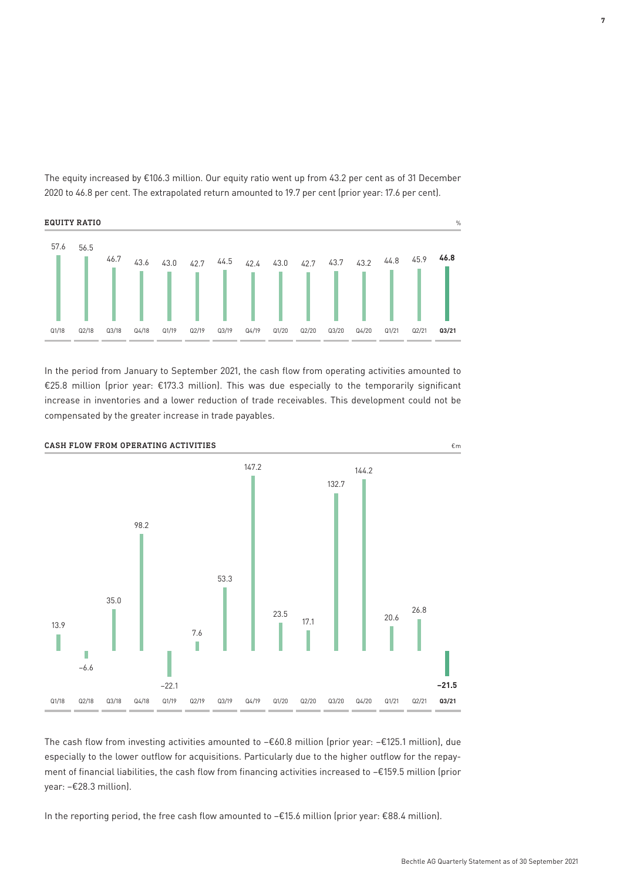The equity increased by €106.3 million. Our equity ratio went up from 43.2 per cent as of 31 December 2020 to 46.8 per cent. The extrapolated return amounted to 19.7 per cent (prior year: 17.6 per cent).

**EQUITY RATIO** %

| Q1/18 | Q2/18 | Q3/18 | Q4/18 | Q1/19 | Q2/19 | Q3/19 | Q4/19 | Q1/20 | Q2/20 | Q3/20 | Q4/20 | Q1/21 | Q2/21 | **Q3/21** |
|---|---|---|---|---|---|---|---|---|---|---|---|---|---|---|
| 57.6 | 56.5 | 46.7 | 43.6 | 43.0 | 42.7 | 44.5 | 42.4 | 43.0 | 42.7 | 43.7 | 43.2 | 44.8 | 45.9 | **46.8** |

In the period from January to September 2021, the cash flow from operating activities amounted to €25.8 million (prior year: €173.3 million). This was due especially to the temporarily significant increase in inventories and a lower reduction of trade receivables. This development could not be compensated by the greater increase in trade payables.

**CASH FLOW FROM OPERATING ACTIVITIES** €m

| Q1/18 | Q2/18 | Q3/18 | Q4/18 | Q1/19 | Q2/19 | Q3/19 | Q4/19 | Q1/20 | Q2/20 | Q3/20 | Q4/20 | Q1/21 | Q2/21 | **Q3/21** |
|---|---|---|---|---|---|---|---|---|---|---|---|---|---|---|
| 13.9 | −6.6 | 35.0 | 98.2 | −22.1 | 7.6 | 53.3 | 147.2 | 23.5 | 17.1 | 132.7 | 144.2 | 20.6 | 26.8 | **−21.5** |

The cash flow from investing activities amounted to −€60.8 million (prior year: −€125.1 million), due especially to the lower outflow for acquisitions. Particularly due to the higher outflow for the repayment of financial liabilities, the cash flow from financing activities increased to −€159.5 million (prior year: −€28.3 million).

In the reporting period, the free cash flow amounted to −€15.6 million (prior year: €88.4 million).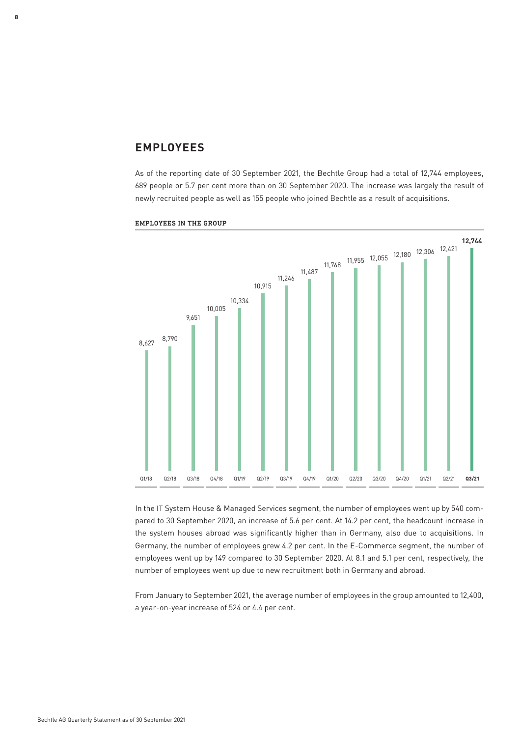## EMPLOYEES

As of the reporting date of 30 September 2021, the Bechtle Group had a total of 12,744 employees, 689 people or 5.7 per cent more than on 30 September 2020. The increase was largely the result of newly recruited people as well as 155 people who joined Bechtle as a result of acquisitions.

**EMPLOYEES IN THE GROUP**

| Q1/18 | Q2/18 | Q3/18 | Q4/18 | Q1/19 | Q2/19 | Q3/19 | Q4/19 | Q1/20 | Q2/20 | Q3/20 | Q4/20 | Q1/21 | Q2/21 | **Q3/21** |
|---|---|---|---|---|---|---|---|---|---|---|---|---|---|---|
| 8,627 | 8,790 | 9,651 | 10,005 | 10,334 | 10,915 | 11,246 | 11,487 | 11,768 | 11,955 | 12,055 | 12,180 | 12,306 | 12,421 | **12,744** |

In the IT System House & Managed Services segment, the number of employees went up by 540 compared to 30 September 2020, an increase of 5.6 per cent. At 14.2 per cent, the headcount increase in the system houses abroad was significantly higher than in Germany, also due to acquisitions. In Germany, the number of employees grew 4.2 per cent. In the E-Commerce segment, the number of employees went up by 149 compared to 30 September 2020. At 8.1 and 5.1 per cent, respectively, the number of employees went up due to new recruitment both in Germany and abroad.

From January to September 2021, the average number of employees in the group amounted to 12,400, a year-on-year increase of 524 or 4.4 per cent.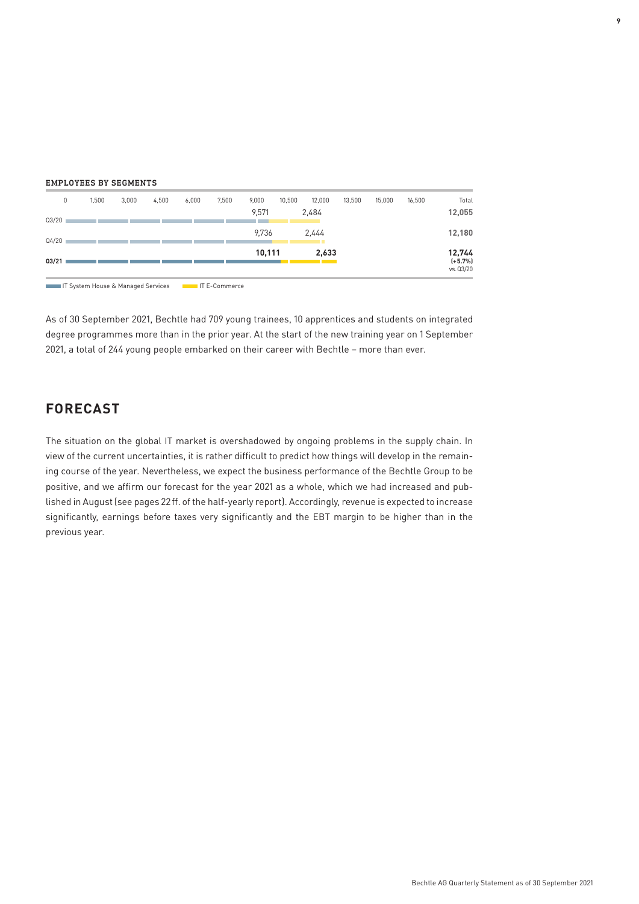**EMPLOYEES BY SEGMENTS**

| | IT System House & Managed Services | IT E-Commerce | Total |
|---|---|---|---|
| Q3/20 | 9,571 | 2,484 | 12,055 |
| Q4/20 | 9,736 | 2,444 | 12,180 |
| **Q3/21** | **10,111** | **2,633** | **12,744** (+5.7%) vs. Q3/20 |

As of 30 September 2021, Bechtle had 709 young trainees, 10 apprentices and students on integrated degree programmes more than in the prior year. At the start of the new training year on 1 September 2021, a total of 244 young people embarked on their career with Bechtle – more than ever.

## FORECAST

The situation on the global IT market is overshadowed by ongoing problems in the supply chain. In view of the current uncertainties, it is rather difficult to predict how things will develop in the remaining course of the year. Nevertheless, we expect the business performance of the Bechtle Group to be positive, and we affirm our forecast for the year 2021 as a whole, which we had increased and published in August (see pages 22 ff. of the half-yearly report). Accordingly, revenue is expected to increase significantly, earnings before taxes very significantly and the EBT margin to be higher than in the previous year.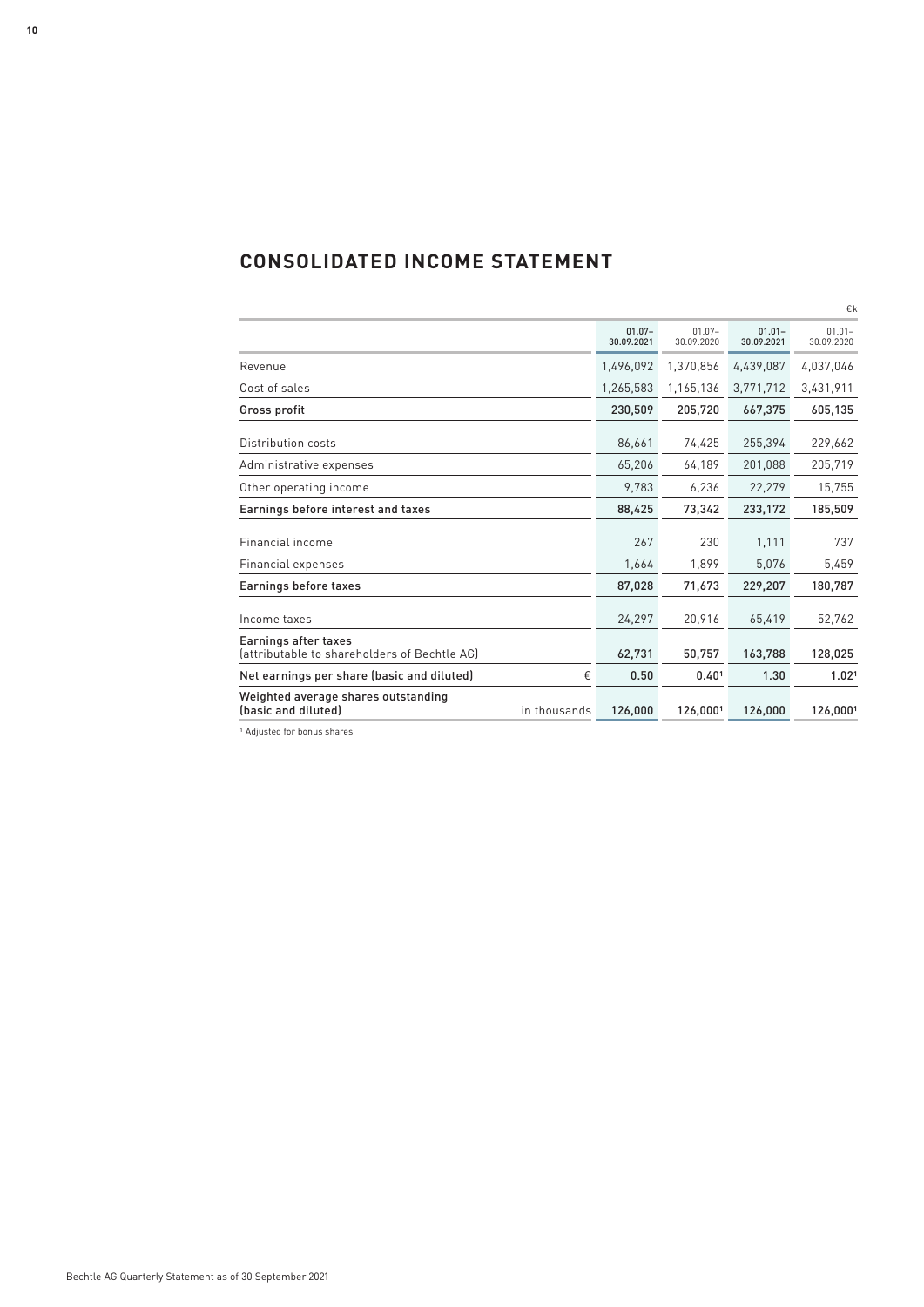# CONSOLIDATED INCOME STATEMENT

€k

| | | 01.07–30.09.2021 | 01.07–30.09.2020 | 01.01–30.09.2021 | 01.01–30.09.2020 |
|---|---|---|---|---|---|
| Revenue | | 1,496,092 | 1,370,856 | 4,439,087 | 4,037,046 |
| Cost of sales | | 1,265,583 | 1,165,136 | 3,771,712 | 3,431,911 |
| **Gross profit** | | **230,509** | **205,720** | **667,375** | **605,135** |
| Distribution costs | | 86,661 | 74,425 | 255,394 | 229,662 |
| Administrative expenses | | 65,206 | 64,189 | 201,088 | 205,719 |
| Other operating income | | 9,783 | 6,236 | 22,279 | 15,755 |
| **Earnings before interest and taxes** | | **88,425** | **73,342** | **233,172** | **185,509** |
| Financial income | | 267 | 230 | 1,111 | 737 |
| Financial expenses | | 1,664 | 1,899 | 5,076 | 5,459 |
| **Earnings before taxes** | | **87,028** | **71,673** | **229,207** | **180,787** |
| Income taxes | | 24,297 | 20,916 | 65,419 | 52,762 |
| **Earnings after taxes** (attributable to shareholders of Bechtle AG) | | **62,731** | **50,757** | **163,788** | **128,025** |
| **Net earnings per share (basic and diluted)** | € | **0.50** | **0.40**[1] | **1.30** | **1.02**[1] |
| **Weighted average shares outstanding (basic and diluted)** | in thousands | **126,000** | **126,000**[1] | **126,000** | **126,000**[1] |

[1] Adjusted for bonus shares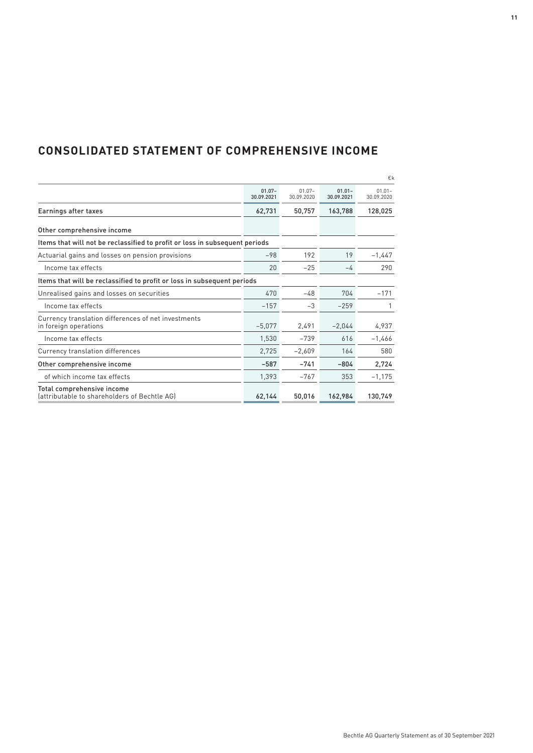# CONSOLIDATED STATEMENT OF COMPREHENSIVE INCOME

€k

| | 01.07–30.09.2021 | 01.07–30.09.2020 | 01.01–30.09.2021 | 01.01–30.09.2020 |
|---|---|---|---|---|
| Earnings after taxes | 62,731 | 50,757 | 163,788 | 128,025 |
| Other comprehensive income | | | | |
| Items that will not be reclassified to profit or loss in subsequent periods | | | | |
| Actuarial gains and losses on pension provisions | −98 | 192 | 19 | −1,447 |
| Income tax effects | 20 | −25 | −4 | 290 |
| Items that will be reclassified to profit or loss in subsequent periods | | | | |
| Unrealised gains and losses on securities | 470 | −48 | 704 | −171 |
| Income tax effects | −157 | −3 | −259 | 1 |
| Currency translation differences of net investments in foreign operations | −5,077 | 2,491 | −2,044 | 4,937 |
| Income tax effects | 1,530 | −739 | 616 | −1,466 |
| Currency translation differences | 2,725 | −2,609 | 164 | 580 |
| Other comprehensive income | −587 | −741 | −804 | 2,724 |
| of which income tax effects | 1,393 | −767 | 353 | −1,175 |
| Total comprehensive income (attributable to shareholders of Bechtle AG) | 62,144 | 50,016 | 162,984 | 130,749 |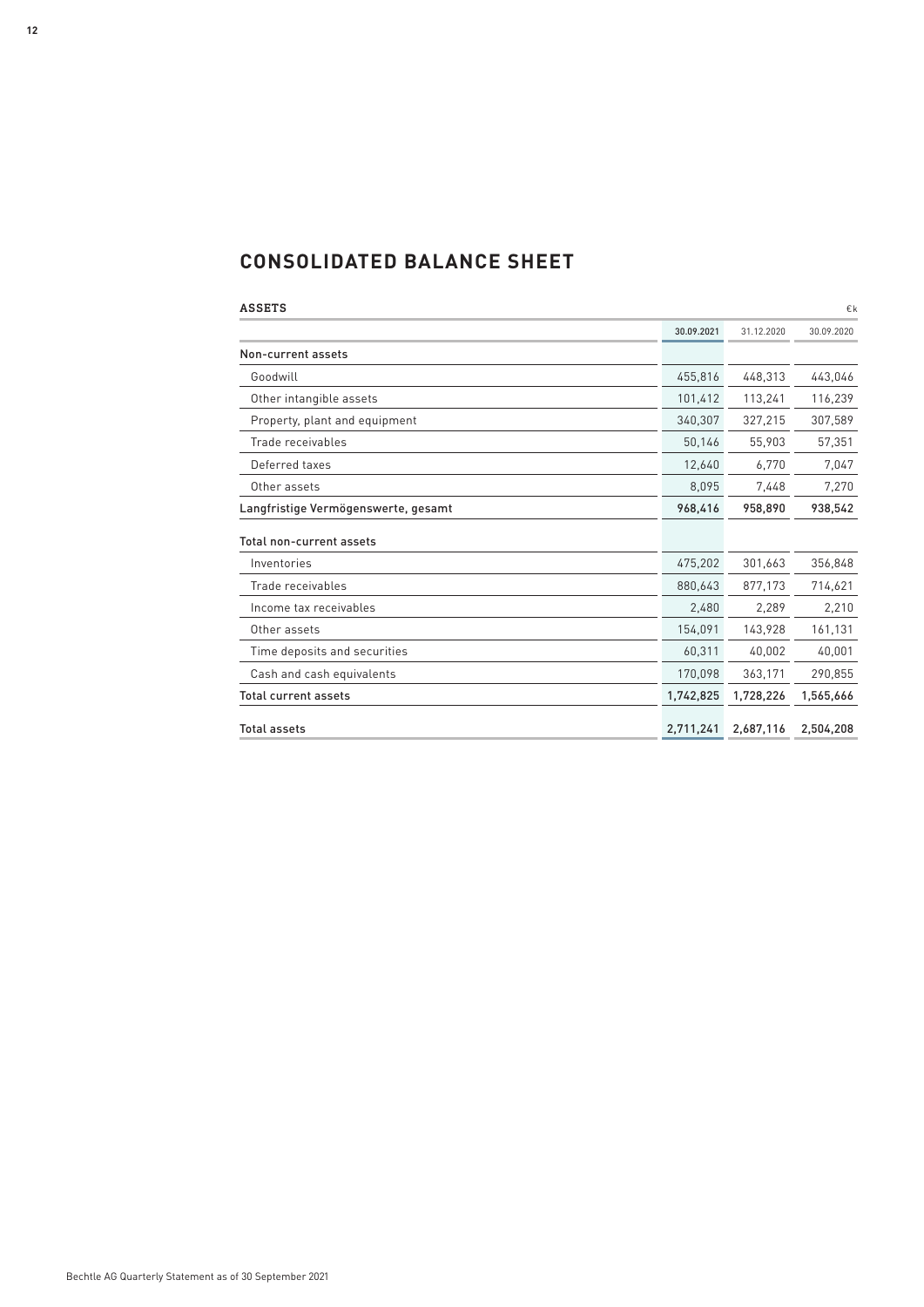# CONSOLIDATED BALANCE SHEET

| ASSETS | | | €k |
|---|---|---|---|
| | 30.09.2021 | 31.12.2020 | 30.09.2020 |
| Non-current assets | | | |
| Goodwill | 455,816 | 448,313 | 443,046 |
| Other intangible assets | 101,412 | 113,241 | 116,239 |
| Property, plant and equipment | 340,307 | 327,215 | 307,589 |
| Trade receivables | 50,146 | 55,903 | 57,351 |
| Deferred taxes | 12,640 | 6,770 | 7,047 |
| Other assets | 8,095 | 7,448 | 7,270 |
| **Langfristige Vermögenswerte, gesamt** | **968,416** | **958,890** | **938,542** |
| Total non-current assets | | | |
| Inventories | 475,202 | 301,663 | 356,848 |
| Trade receivables | 880,643 | 877,173 | 714,621 |
| Income tax receivables | 2,480 | 2,289 | 2,210 |
| Other assets | 154,091 | 143,928 | 161,131 |
| Time deposits and securities | 60,311 | 40,002 | 40,001 |
| Cash and cash equivalents | 170,098 | 363,171 | 290,855 |
| Total current assets | 1,742,825 | 1,728,226 | 1,565,666 |
| Total assets | 2,711,241 | 2,687,116 | 2,504,208 |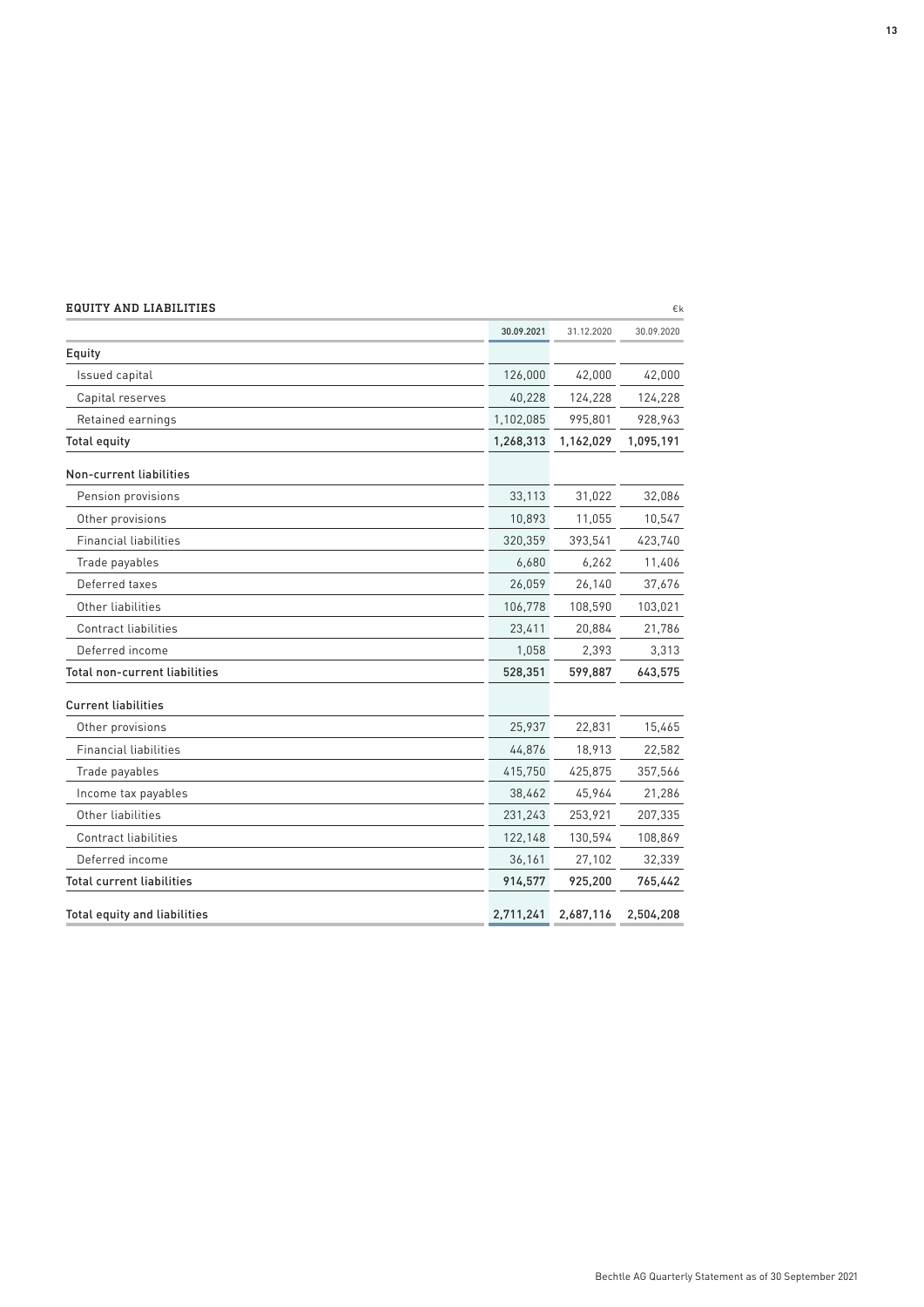## EQUITY AND LIABILITIES

€k

| | 30.09.2021 | 31.12.2020 | 30.09.2020 |
|---|---|---|---|
| **Equity** | | | |
| Issued capital | 126,000 | 42,000 | 42,000 |
| Capital reserves | 40,228 | 124,228 | 124,228 |
| Retained earnings | 1,102,085 | 995,801 | 928,963 |
| **Total equity** | 1,268,313 | 1,162,029 | 1,095,191 |
| **Non-current liabilities** | | | |
| Pension provisions | 33,113 | 31,022 | 32,086 |
| Other provisions | 10,893 | 11,055 | 10,547 |
| Financial liabilities | 320,359 | 393,541 | 423,740 |
| Trade payables | 6,680 | 6,262 | 11,406 |
| Deferred taxes | 26,059 | 26,140 | 37,676 |
| Other liabilities | 106,778 | 108,590 | 103,021 |
| Contract liabilities | 23,411 | 20,884 | 21,786 |
| Deferred income | 1,058 | 2,393 | 3,313 |
| **Total non-current liabilities** | 528,351 | 599,887 | 643,575 |
| **Current liabilities** | | | |
| Other provisions | 25,937 | 22,831 | 15,465 |
| Financial liabilities | 44,876 | 18,913 | 22,582 |
| Trade payables | 415,750 | 425,875 | 357,566 |
| Income tax payables | 38,462 | 45,964 | 21,286 |
| Other liabilities | 231,243 | 253,921 | 207,335 |
| Contract liabilities | 122,148 | 130,594 | 108,869 |
| Deferred income | 36,161 | 27,102 | 32,339 |
| **Total current liabilities** | 914,577 | 925,200 | 765,442 |
| **Total equity and liabilities** | 2,711,241 | 2,687,116 | 2,504,208 |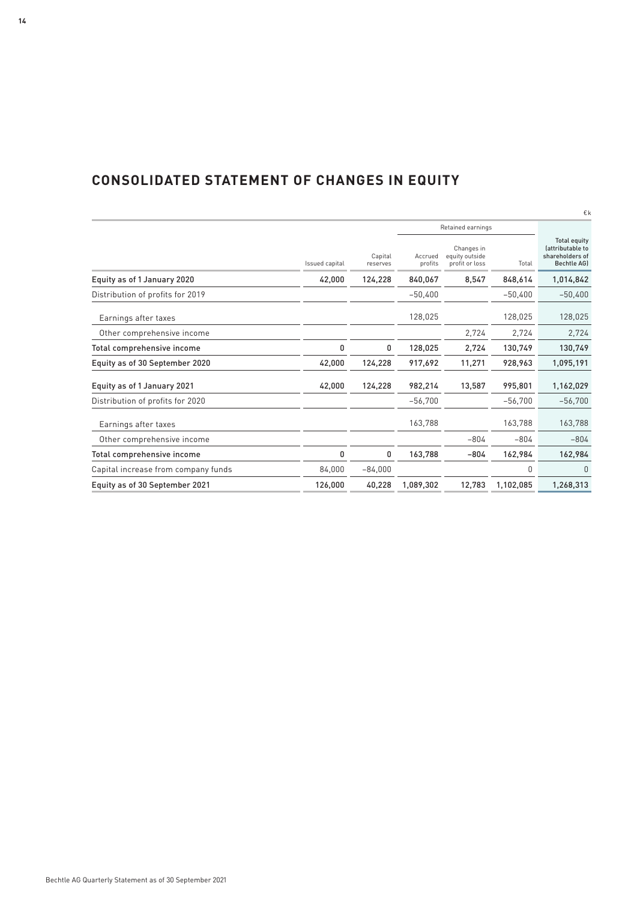## CONSOLIDATED STATEMENT OF CHANGES IN EQUITY

€k

| | | | Retained earnings | | | |
|---|---|---|---|---|---|---|
| | Issued capital | Capital reserves | Accrued profits | Changes in equity outside profit or loss | Total | Total equity (attributable to shareholders of Bechtle AG) |
| **Equity as of 1 January 2020** | **42,000** | **124,228** | **840,067** | **8,547** | **848,614** | **1,014,842** |
| Distribution of profits for 2019 | | | −50,400 | | −50,400 | −50,400 |
| Earnings after taxes | | | 128,025 | | 128,025 | 128,025 |
| Other comprehensive income | | | | 2,724 | 2,724 | 2,724 |
| **Total comprehensive income** | **0** | **0** | **128,025** | **2,724** | **130,749** | **130,749** |
| **Equity as of 30 September 2020** | **42,000** | **124,228** | **917,692** | **11,271** | **928,963** | **1,095,191** |
| **Equity as of 1 January 2021** | **42,000** | **124,228** | **982,214** | **13,587** | **995,801** | **1,162,029** |
| Distribution of profits for 2020 | | | −56,700 | | −56,700 | −56,700 |
| Earnings after taxes | | | 163,788 | | 163,788 | 163,788 |
| Other comprehensive income | | | | −804 | −804 | −804 |
| **Total comprehensive income** | **0** | **0** | **163,788** | **−804** | **162,984** | **162,984** |
| Capital increase from company funds | 84,000 | −84,000 | | | 0 | 0 |
| **Equity as of 30 September 2021** | **126,000** | **40,228** | **1,089,302** | **12,783** | **1,102,085** | **1,268,313** |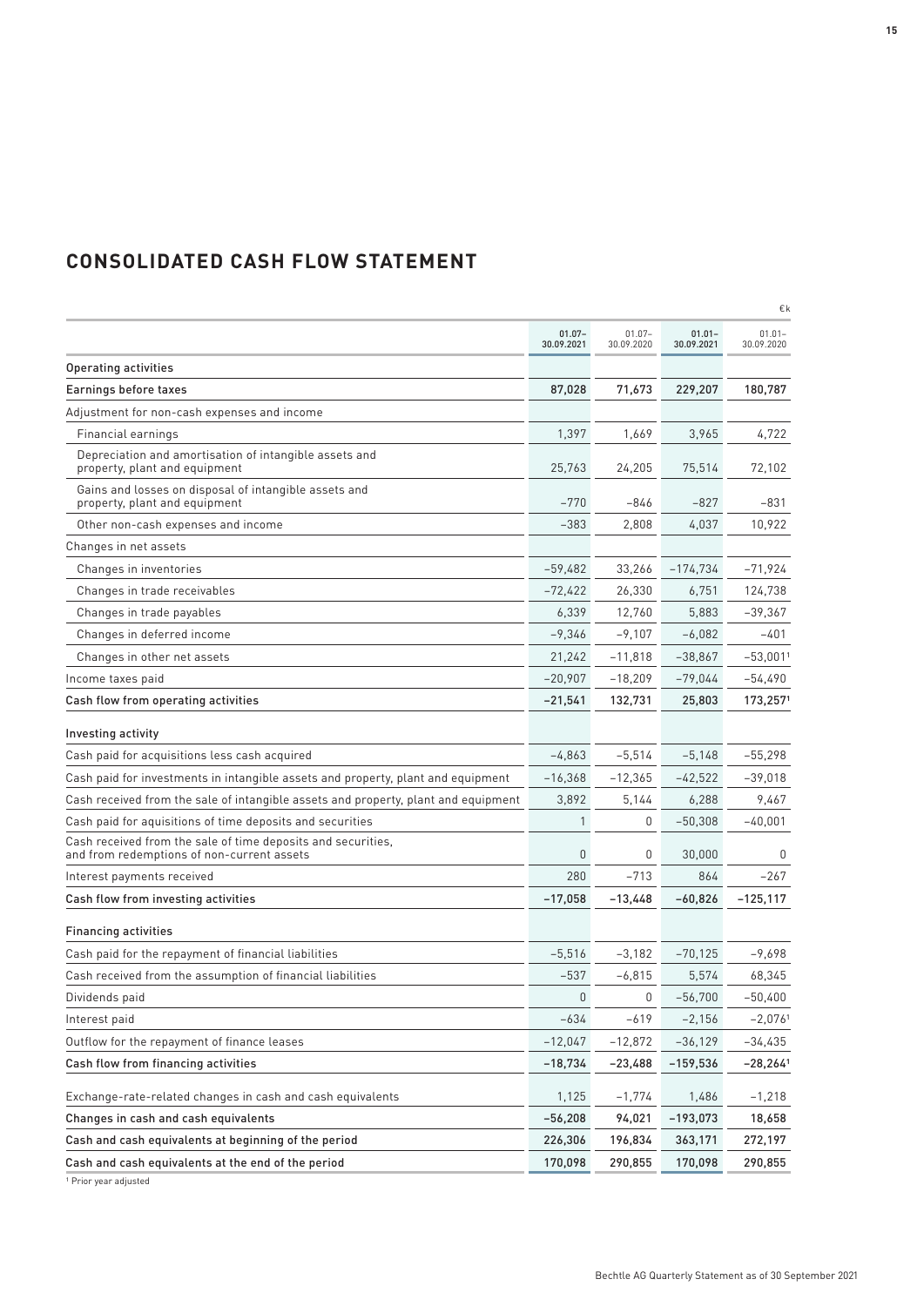## CONSOLIDATED CASH FLOW STATEMENT

€k

| | 01.07–30.09.2021 | 01.07–30.09.2020 | 01.01–30.09.2021 | 01.01–30.09.2020 |
|---|---|---|---|---|
| Operating activities | | | | |
| Earnings before taxes | 87,028 | 71,673 | 229,207 | 180,787 |
| Adjustment for non-cash expenses and income | | | | |
| Financial earnings | 1,397 | 1,669 | 3,965 | 4,722 |
| Depreciation and amortisation of intangible assets and property, plant and equipment | 25,763 | 24,205 | 75,514 | 72,102 |
| Gains and losses on disposal of intangible assets and property, plant and equipment | −770 | −846 | −827 | −831 |
| Other non-cash expenses and income | −383 | 2,808 | 4,037 | 10,922 |
| Changes in net assets | | | | |
| Changes in inventories | −59,482 | 33,266 | −174,734 | −71,924 |
| Changes in trade receivables | −72,422 | 26,330 | 6,751 | 124,738 |
| Changes in trade payables | 6,339 | 12,760 | 5,883 | −39,367 |
| Changes in deferred income | −9,346 | −9,107 | −6,082 | −401 |
| Changes in other net assets | 21,242 | −11,818 | −38,867 | −53,001[1] |
| Income taxes paid | −20,907 | −18,209 | −79,044 | −54,490 |
| Cash flow from operating activities | −21,541 | 132,731 | 25,803 | 173,257[1] |
| Investing activity | | | | |
| Cash paid for acquisitions less cash acquired | −4,863 | −5,514 | −5,148 | −55,298 |
| Cash paid for investments in intangible assets and property, plant and equipment | −16,368 | −12,365 | −42,522 | −39,018 |
| Cash received from the sale of intangible assets and property, plant and equipment | 3,892 | 5,144 | 6,288 | 9,467 |
| Cash paid for aquisitions of time deposits and securities | 1 | 0 | −50,308 | −40,001 |
| Cash received from the sale of time deposits and securities, and from redemptions of non-current assets | 0 | 0 | 30,000 | 0 |
| Interest payments received | 280 | −713 | 864 | −267 |
| Cash flow from investing activities | −17,058 | −13,448 | −60,826 | −125,117 |
| Financing activities | | | | |
| Cash paid for the repayment of financial liabilities | −5,516 | −3,182 | −70,125 | −9,698 |
| Cash received from the assumption of financial liabilities | −537 | −6,815 | 5,574 | 68,345 |
| Dividends paid | 0 | 0 | −56,700 | −50,400 |
| Interest paid | −634 | −619 | −2,156 | −2,076[1] |
| Outflow for the repayment of finance leases | −12,047 | −12,872 | −36,129 | −34,435 |
| Cash flow from financing activities | −18,734 | −23,488 | −159,536 | −28,264[1] |
| Exchange-rate-related changes in cash and cash equivalents | 1,125 | −1,774 | 1,486 | −1,218 |
| Changes in cash and cash equivalents | −56,208 | 94,021 | −193,073 | 18,658 |
| Cash and cash equivalents at beginning of the period | 226,306 | 196,834 | 363,171 | 272,197 |
| Cash and cash equivalents at the end of the period | 170,098 | 290,855 | 170,098 | 290,855 |

[1] Prior year adjusted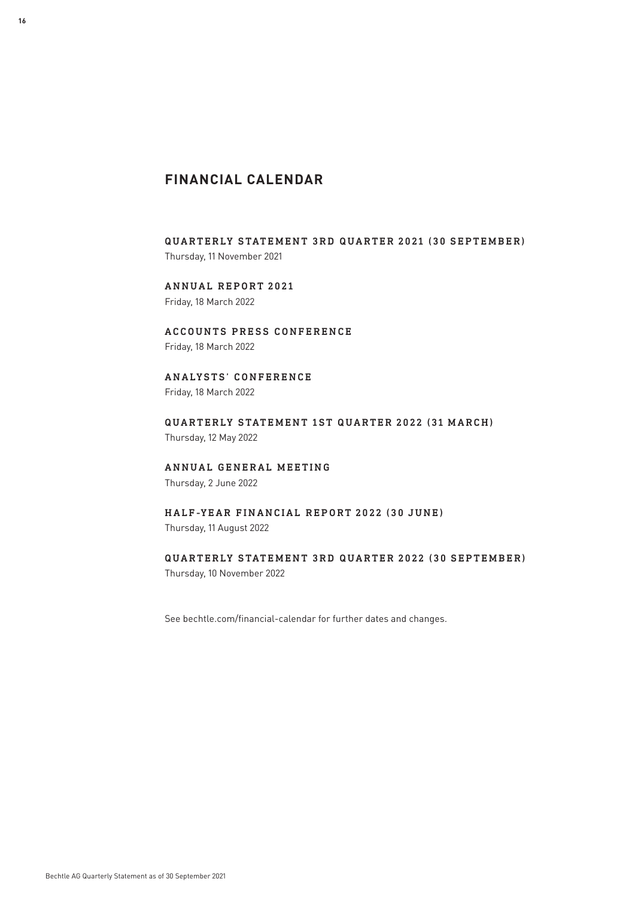# FINANCIAL CALENDAR

### QUARTERLY STATEMENT 3RD QUARTER 2021 (30 SEPTEMBER)

Thursday, 11 November 2021

### ANNUAL REPORT 2021

Friday, 18 March 2022

### ACCOUNTS PRESS CONFERENCE

Friday, 18 March 2022

### ANALYSTS' CONFERENCE

Friday, 18 March 2022

### QUARTERLY STATEMENT 1ST QUARTER 2022 (31 MARCH)

Thursday, 12 May 2022

### ANNUAL GENERAL MEETING

Thursday, 2 June 2022

### HALF-YEAR FINANCIAL REPORT 2022 (30 JUNE)

Thursday, 11 August 2022

### QUARTERLY STATEMENT 3RD QUARTER 2022 (30 SEPTEMBER)

Thursday, 10 November 2022

See bechtle.com/financial-calendar for further dates and changes.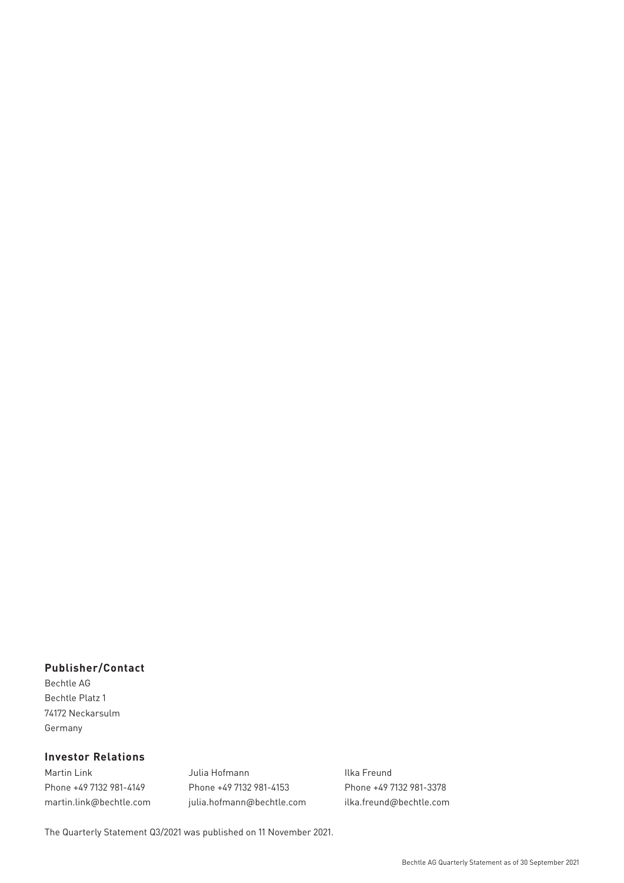## Publisher/Contact

Bechtle AG
Bechtle Platz 1
74172 Neckarsulm
Germany

## Investor Relations

Martin Link
Phone +49 7132 981-4149
martin.link@bechtle.com

Julia Hofmann
Phone +49 7132 981-4153
julia.hofmann@bechtle.com

Ilka Freund
Phone +49 7132 981-3378
ilka.freund@bechtle.com

The Quarterly Statement Q3/2021 was published on 11 November 2021.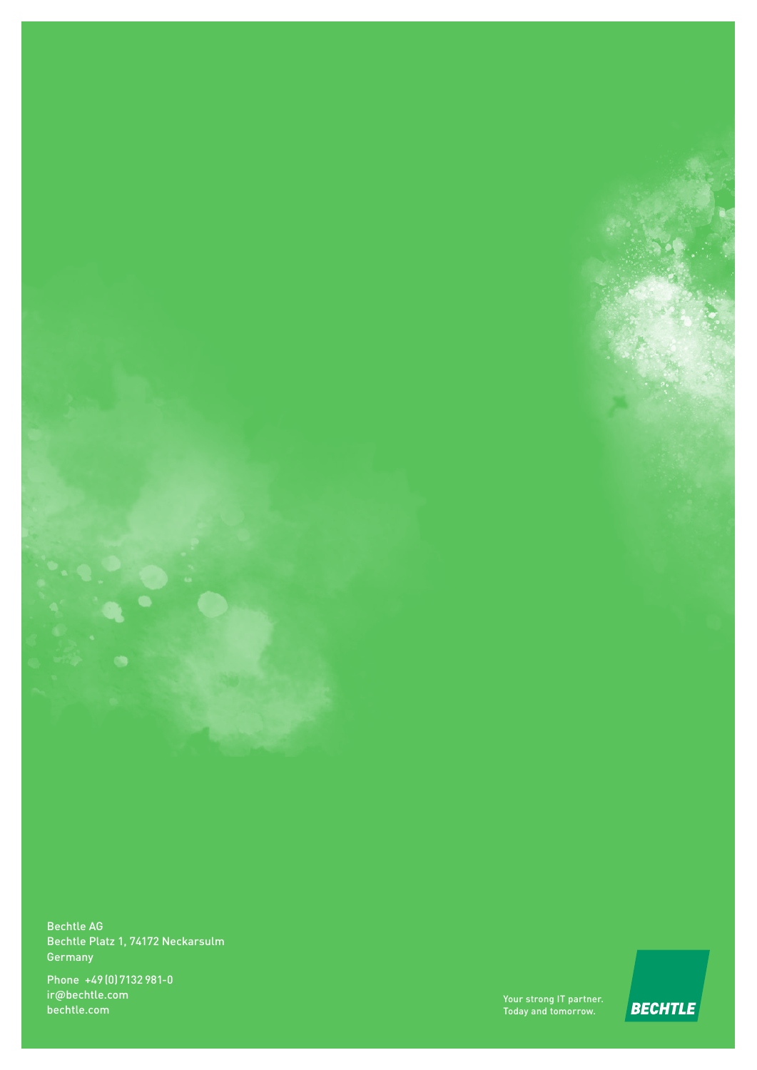Bechtle AG
Bechtle Platz 1, 74172 Neckarsulm
Germany

Phone +49 (0) 7132 981-0
ir@bechtle.com
bechtle.com

Your strong IT partner.
Today and tomorrow.

BECHTLE